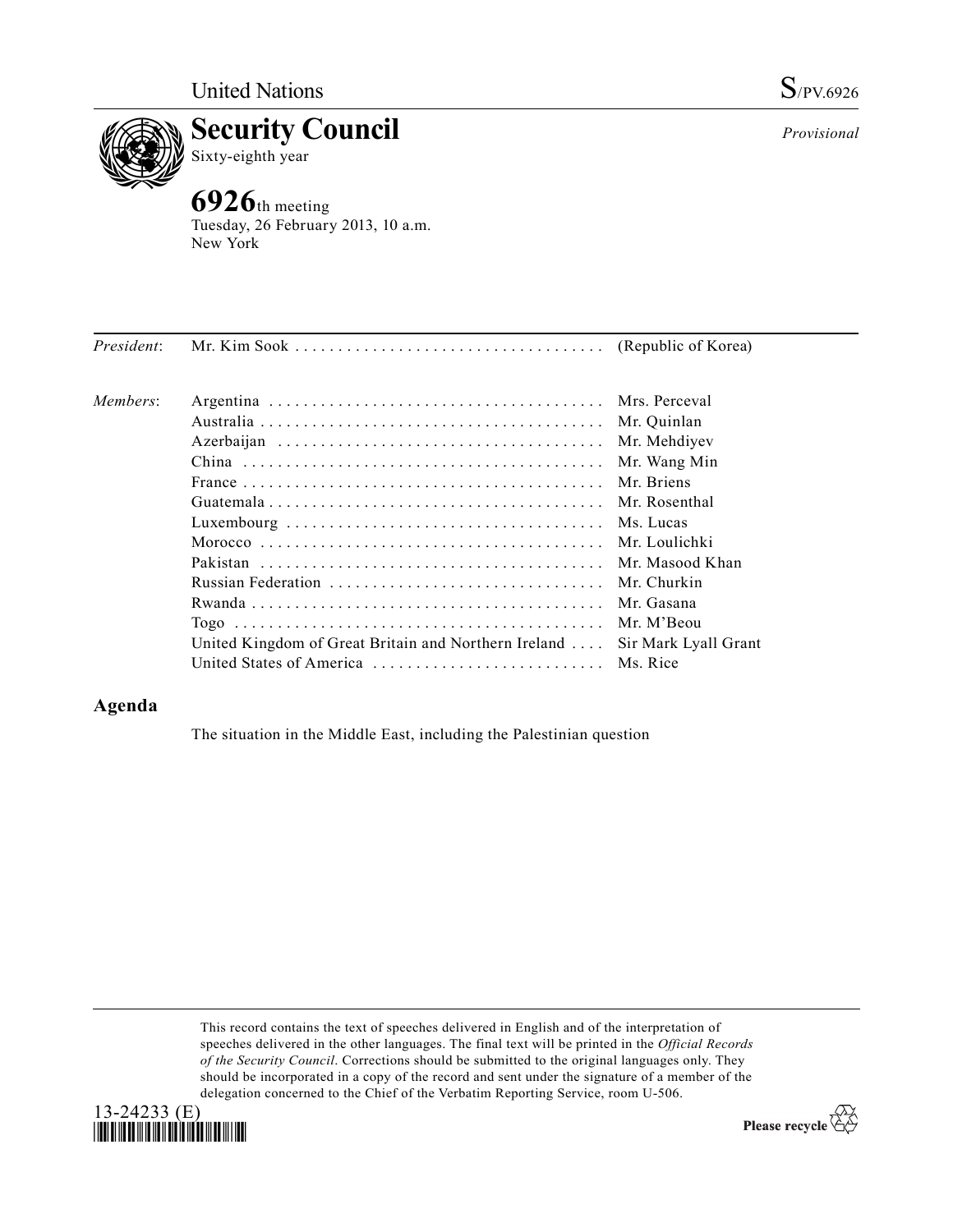United Nations S/PV.6926

# Security Council

Sixty-eighth year

*Provisional*

## 6926th meeting

Tuesday, 26 February 2013, 10 a.m.
New York

| | | |
|---|---|---|
| *President*: | Mr. Kim Sook | (Republic of Korea) |
| *Members*: | Argentina | Mrs. Perceval |
| | Australia | Mr. Quinlan |
| | Azerbaijan | Mr. Mehdiyev |
| | China | Mr. Wang Min |
| | France | Mr. Briens |
| | Guatemala | Mr. Rosenthal |
| | Luxembourg | Ms. Lucas |
| | Morocco | Mr. Loulichki |
| | Pakistan | Mr. Masood Khan |
| | Russian Federation | Mr. Churkin |
| | Rwanda | Mr. Gasana |
| | Togo | Mr. M'Beou |
| | United Kingdom of Great Britain and Northern Ireland | Sir Mark Lyall Grant |
| | United States of America | Ms. Rice |

## Agenda

The situation in the Middle East, including the Palestinian question

This record contains the text of speeches delivered in English and of the interpretation of speeches delivered in the other languages. The final text will be printed in the *Official Records of the Security Council*. Corrections should be submitted to the original languages only. They should be incorporated in a copy of the record and sent under the signature of a member of the delegation concerned to the Chief of the Verbatim Reporting Service, room U-506.

13-24233 (E)

Please recycle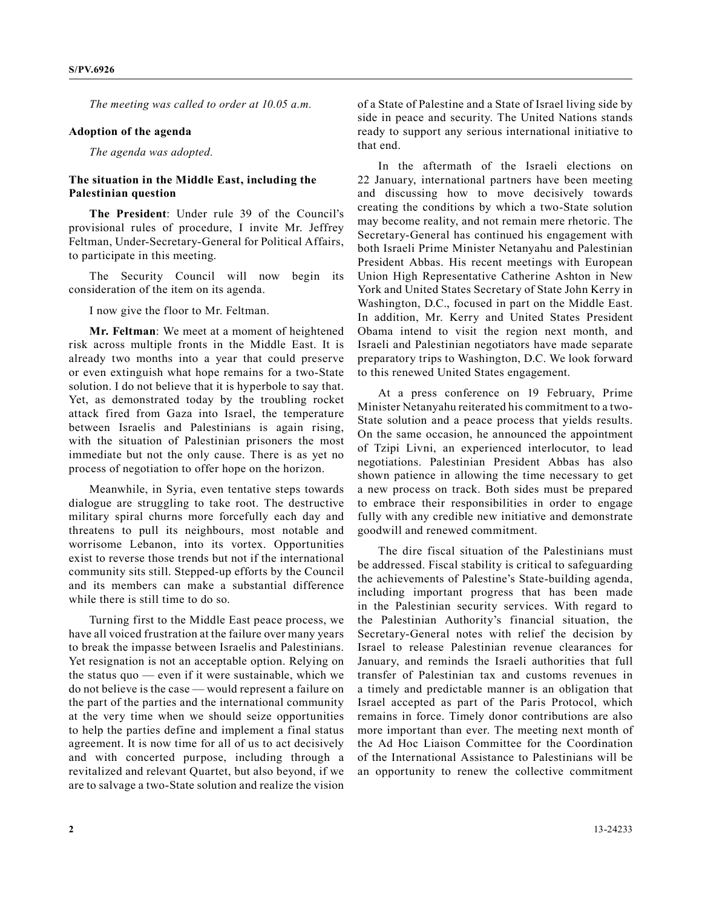*The meeting was called to order at 10.05 a.m.*

## Adoption of the agenda

*The agenda was adopted.*

## The situation in the Middle East, including the Palestinian question

**The President**: Under rule 39 of the Council's provisional rules of procedure, I invite Mr. Jeffrey Feltman, Under-Secretary-General for Political Affairs, to participate in this meeting.

The Security Council will now begin its consideration of the item on its agenda.

I now give the floor to Mr. Feltman.

**Mr. Feltman**: We meet at a moment of heightened risk across multiple fronts in the Middle East. It is already two months into a year that could preserve or even extinguish what hope remains for a two-State solution. I do not believe that it is hyperbole to say that. Yet, as demonstrated today by the troubling rocket attack fired from Gaza into Israel, the temperature between Israelis and Palestinians is again rising, with the situation of Palestinian prisoners the most immediate but not the only cause. There is as yet no process of negotiation to offer hope on the horizon.

Meanwhile, in Syria, even tentative steps towards dialogue are struggling to take root. The destructive military spiral churns more forcefully each day and threatens to pull its neighbours, most notable and worrisome Lebanon, into its vortex. Opportunities exist to reverse those trends but not if the international community sits still. Stepped-up efforts by the Council and its members can make a substantial difference while there is still time to do so.

Turning first to the Middle East peace process, we have all voiced frustration at the failure over many years to break the impasse between Israelis and Palestinians. Yet resignation is not an acceptable option. Relying on the status quo — even if it were sustainable, which we do not believe is the case — would represent a failure on the part of the parties and the international community at the very time when we should seize opportunities to help the parties define and implement a final status agreement. It is now time for all of us to act decisively and with concerted purpose, including through a revitalized and relevant Quartet, but also beyond, if we are to salvage a two-State solution and realize the vision of a State of Palestine and a State of Israel living side by side in peace and security. The United Nations stands ready to support any serious international initiative to that end.

In the aftermath of the Israeli elections on 22 January, international partners have been meeting and discussing how to move decisively towards creating the conditions by which a two-State solution may become reality, and not remain mere rhetoric. The Secretary-General has continued his engagement with both Israeli Prime Minister Netanyahu and Palestinian President Abbas. His recent meetings with European Union High Representative Catherine Ashton in New York and United States Secretary of State John Kerry in Washington, D.C., focused in part on the Middle East. In addition, Mr. Kerry and United States President Obama intend to visit the region next month, and Israeli and Palestinian negotiators have made separate preparatory trips to Washington, D.C. We look forward to this renewed United States engagement.

At a press conference on 19 February, Prime Minister Netanyahu reiterated his commitment to a two-State solution and a peace process that yields results. On the same occasion, he announced the appointment of Tzipi Livni, an experienced interlocutor, to lead negotiations. Palestinian President Abbas has also shown patience in allowing the time necessary to get a new process on track. Both sides must be prepared to embrace their responsibilities in order to engage fully with any credible new initiative and demonstrate goodwill and renewed commitment.

The dire fiscal situation of the Palestinians must be addressed. Fiscal stability is critical to safeguarding the achievements of Palestine's State-building agenda, including important progress that has been made in the Palestinian security services. With regard to the Palestinian Authority's financial situation, the Secretary-General notes with relief the decision by Israel to release Palestinian revenue clearances for January, and reminds the Israeli authorities that full transfer of Palestinian tax and customs revenues in a timely and predictable manner is an obligation that Israel accepted as part of the Paris Protocol, which remains in force. Timely donor contributions are also more important than ever. The meeting next month of the Ad Hoc Liaison Committee for the Coordination of the International Assistance to Palestinians will be an opportunity to renew the collective commitment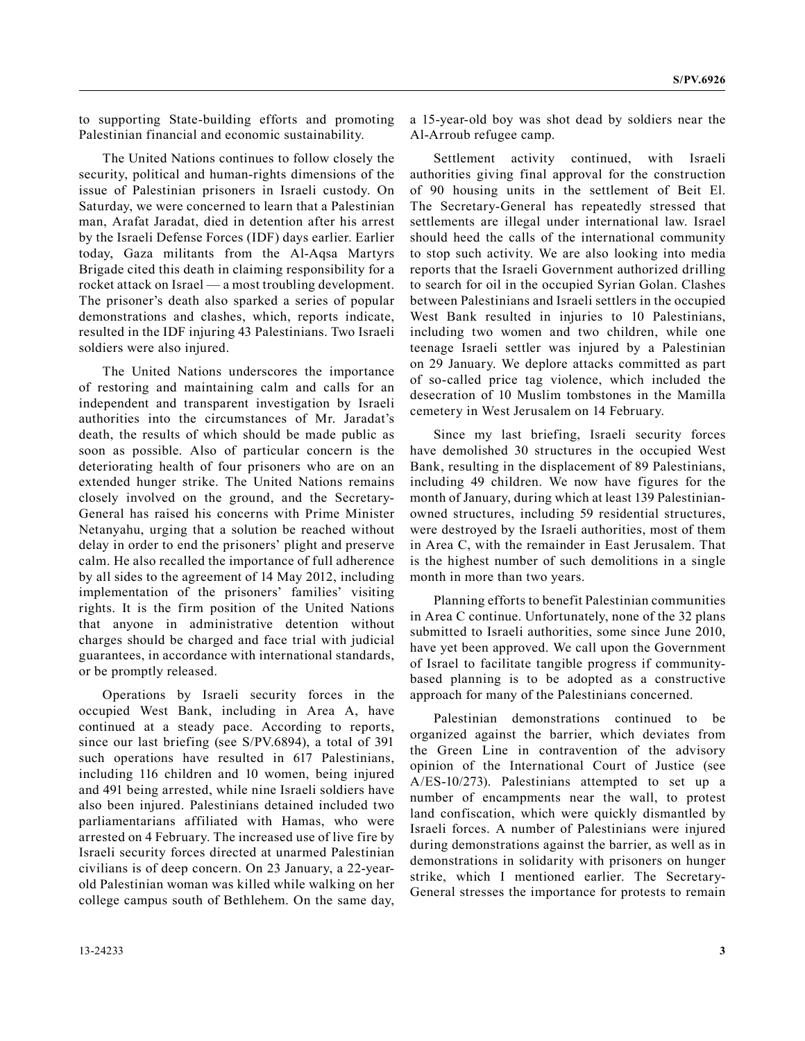to supporting State-building efforts and promoting Palestinian financial and economic sustainability.

The United Nations continues to follow closely the security, political and human-rights dimensions of the issue of Palestinian prisoners in Israeli custody. On Saturday, we were concerned to learn that a Palestinian man, Arafat Jaradat, died in detention after his arrest by the Israeli Defense Forces (IDF) days earlier. Earlier today, Gaza militants from the Al-Aqsa Martyrs Brigade cited this death in claiming responsibility for a rocket attack on Israel — a most troubling development. The prisoner's death also sparked a series of popular demonstrations and clashes, which, reports indicate, resulted in the IDF injuring 43 Palestinians. Two Israeli soldiers were also injured.

The United Nations underscores the importance of restoring and maintaining calm and calls for an independent and transparent investigation by Israeli authorities into the circumstances of Mr. Jaradat's death, the results of which should be made public as soon as possible. Also of particular concern is the deteriorating health of four prisoners who are on an extended hunger strike. The United Nations remains closely involved on the ground, and the Secretary-General has raised his concerns with Prime Minister Netanyahu, urging that a solution be reached without delay in order to end the prisoners' plight and preserve calm. He also recalled the importance of full adherence by all sides to the agreement of 14 May 2012, including implementation of the prisoners' families' visiting rights. It is the firm position of the United Nations that anyone in administrative detention without charges should be charged and face trial with judicial guarantees, in accordance with international standards, or be promptly released.

Operations by Israeli security forces in the occupied West Bank, including in Area A, have continued at a steady pace. According to reports, since our last briefing (see S/PV.6894), a total of 391 such operations have resulted in 617 Palestinians, including 116 children and 10 women, being injured and 491 being arrested, while nine Israeli soldiers have also been injured. Palestinians detained included two parliamentarians affiliated with Hamas, who were arrested on 4 February. The increased use of live fire by Israeli security forces directed at unarmed Palestinian civilians is of deep concern. On 23 January, a 22-year-old Palestinian woman was killed while walking on her college campus south of Bethlehem. On the same day, a 15-year-old boy was shot dead by soldiers near the Al-Arroub refugee camp.

Settlement activity continued, with Israeli authorities giving final approval for the construction of 90 housing units in the settlement of Beit El. The Secretary-General has repeatedly stressed that settlements are illegal under international law. Israel should heed the calls of the international community to stop such activity. We are also looking into media reports that the Israeli Government authorized drilling to search for oil in the occupied Syrian Golan. Clashes between Palestinians and Israeli settlers in the occupied West Bank resulted in injuries to 10 Palestinians, including two women and two children, while one teenage Israeli settler was injured by a Palestinian on 29 January. We deplore attacks committed as part of so-called price tag violence, which included the desecration of 10 Muslim tombstones in the Mamilla cemetery in West Jerusalem on 14 February.

Since my last briefing, Israeli security forces have demolished 30 structures in the occupied West Bank, resulting in the displacement of 89 Palestinians, including 49 children. We now have figures for the month of January, during which at least 139 Palestinian-owned structures, including 59 residential structures, were destroyed by the Israeli authorities, most of them in Area C, with the remainder in East Jerusalem. That is the highest number of such demolitions in a single month in more than two years.

Planning efforts to benefit Palestinian communities in Area C continue. Unfortunately, none of the 32 plans submitted to Israeli authorities, some since June 2010, have yet been approved. We call upon the Government of Israel to facilitate tangible progress if community-based planning is to be adopted as a constructive approach for many of the Palestinians concerned.

Palestinian demonstrations continued to be organized against the barrier, which deviates from the Green Line in contravention of the advisory opinion of the International Court of Justice (see A/ES-10/273). Palestinians attempted to set up a number of encampments near the wall, to protest land confiscation, which were quickly dismantled by Israeli forces. A number of Palestinians were injured during demonstrations against the barrier, as well as in demonstrations in solidarity with prisoners on hunger strike, which I mentioned earlier. The Secretary-General stresses the importance for protests to remain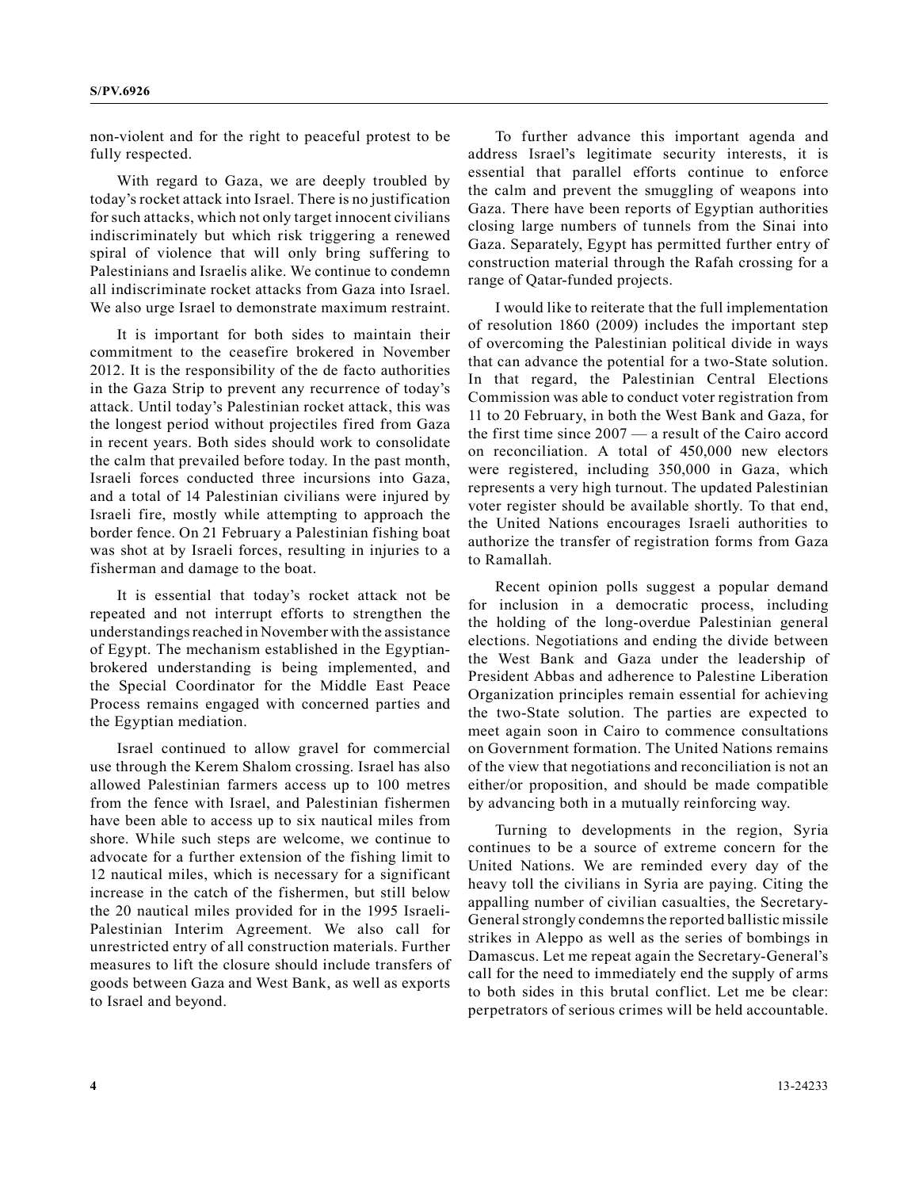non-violent and for the right to peaceful protest to be fully respected.

With regard to Gaza, we are deeply troubled by today's rocket attack into Israel. There is no justification for such attacks, which not only target innocent civilians indiscriminately but which risk triggering a renewed spiral of violence that will only bring suffering to Palestinians and Israelis alike. We continue to condemn all indiscriminate rocket attacks from Gaza into Israel. We also urge Israel to demonstrate maximum restraint.

It is important for both sides to maintain their commitment to the ceasefire brokered in November 2012. It is the responsibility of the de facto authorities in the Gaza Strip to prevent any recurrence of today's attack. Until today's Palestinian rocket attack, this was the longest period without projectiles fired from Gaza in recent years. Both sides should work to consolidate the calm that prevailed before today. In the past month, Israeli forces conducted three incursions into Gaza, and a total of 14 Palestinian civilians were injured by Israeli fire, mostly while attempting to approach the border fence. On 21 February a Palestinian fishing boat was shot at by Israeli forces, resulting in injuries to a fisherman and damage to the boat.

It is essential that today's rocket attack not be repeated and not interrupt efforts to strengthen the understandings reached in November with the assistance of Egypt. The mechanism established in the Egyptian-brokered understanding is being implemented, and the Special Coordinator for the Middle East Peace Process remains engaged with concerned parties and the Egyptian mediation.

Israel continued to allow gravel for commercial use through the Kerem Shalom crossing. Israel has also allowed Palestinian farmers access up to 100 metres from the fence with Israel, and Palestinian fishermen have been able to access up to six nautical miles from shore. While such steps are welcome, we continue to advocate for a further extension of the fishing limit to 12 nautical miles, which is necessary for a significant increase in the catch of the fishermen, but still below the 20 nautical miles provided for in the 1995 Israeli-Palestinian Interim Agreement. We also call for unrestricted entry of all construction materials. Further measures to lift the closure should include transfers of goods between Gaza and West Bank, as well as exports to Israel and beyond.

To further advance this important agenda and address Israel's legitimate security interests, it is essential that parallel efforts continue to enforce the calm and prevent the smuggling of weapons into Gaza. There have been reports of Egyptian authorities closing large numbers of tunnels from the Sinai into Gaza. Separately, Egypt has permitted further entry of construction material through the Rafah crossing for a range of Qatar-funded projects.

I would like to reiterate that the full implementation of resolution 1860 (2009) includes the important step of overcoming the Palestinian political divide in ways that can advance the potential for a two-State solution. In that regard, the Palestinian Central Elections Commission was able to conduct voter registration from 11 to 20 February, in both the West Bank and Gaza, for the first time since 2007 — a result of the Cairo accord on reconciliation. A total of 450,000 new electors were registered, including 350,000 in Gaza, which represents a very high turnout. The updated Palestinian voter register should be available shortly. To that end, the United Nations encourages Israeli authorities to authorize the transfer of registration forms from Gaza to Ramallah.

Recent opinion polls suggest a popular demand for inclusion in a democratic process, including the holding of the long-overdue Palestinian general elections. Negotiations and ending the divide between the West Bank and Gaza under the leadership of President Abbas and adherence to Palestine Liberation Organization principles remain essential for achieving the two-State solution. The parties are expected to meet again soon in Cairo to commence consultations on Government formation. The United Nations remains of the view that negotiations and reconciliation is not an either/or proposition, and should be made compatible by advancing both in a mutually reinforcing way.

Turning to developments in the region, Syria continues to be a source of extreme concern for the United Nations. We are reminded every day of the heavy toll the civilians in Syria are paying. Citing the appalling number of civilian casualties, the Secretary-General strongly condemns the reported ballistic missile strikes in Aleppo as well as the series of bombings in Damascus. Let me repeat again the Secretary-General's call for the need to immediately end the supply of arms to both sides in this brutal conflict. Let me be clear: perpetrators of serious crimes will be held accountable.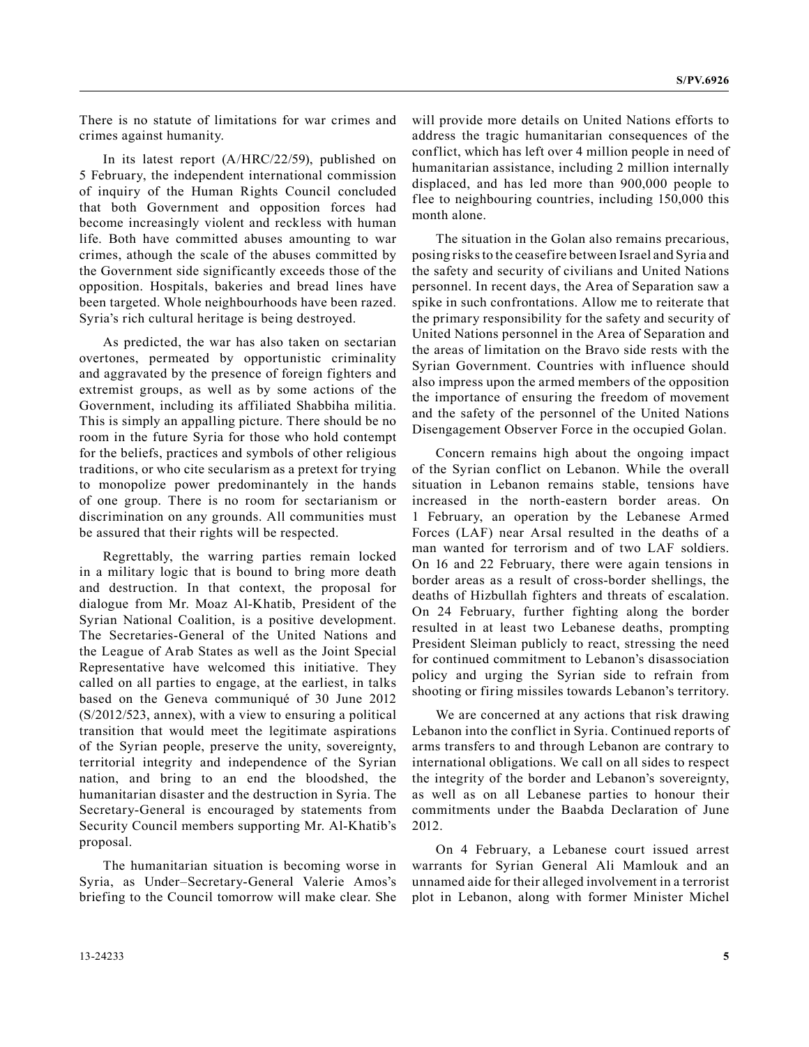There is no statute of limitations for war crimes and crimes against humanity.

In its latest report (A/HRC/22/59), published on 5 February, the independent international commission of inquiry of the Human Rights Council concluded that both Government and opposition forces had become increasingly violent and reckless with human life. Both have committed abuses amounting to war crimes, although the scale of the abuses committed by the Government side significantly exceeds those of the opposition. Hospitals, bakeries and bread lines have been targeted. Whole neighbourhoods have been razed. Syria's rich cultural heritage is being destroyed.

As predicted, the war has also taken on sectarian overtones, permeated by opportunistic criminality and aggravated by the presence of foreign fighters and extremist groups, as well as by some actions of the Government, including its affiliated Shabbiha militia. This is simply an appalling picture. There should be no room in the future Syria for those who hold contempt for the beliefs, practices and symbols of other religious traditions, or who cite secularism as a pretext for trying to monopolize power predominantly in the hands of one group. There is no room for sectarianism or discrimination on any grounds. All communities must be assured that their rights will be respected.

Regrettably, the warring parties remain locked in a military logic that is bound to bring more death and destruction. In that context, the proposal for dialogue from Mr. Moaz Al-Khatib, President of the Syrian National Coalition, is a positive development. The Secretaries-General of the United Nations and the League of Arab States as well as the Joint Special Representative have welcomed this initiative. They called on all parties to engage, at the earliest, in talks based on the Geneva communiqué of 30 June 2012 (S/2012/523, annex), with a view to ensuring a political transition that would meet the legitimate aspirations of the Syrian people, preserve the unity, sovereignty, territorial integrity and independence of the Syrian nation, and bring to an end the bloodshed, the humanitarian disaster and the destruction in Syria. The Secretary-General is encouraged by statements from Security Council members supporting Mr. Al-Khatib's proposal.

The humanitarian situation is becoming worse in Syria, as Under–Secretary-General Valerie Amos's briefing to the Council tomorrow will make clear. She will provide more details on United Nations efforts to address the tragic humanitarian consequences of the conflict, which has left over 4 million people in need of humanitarian assistance, including 2 million internally displaced, and has led more than 900,000 people to flee to neighbouring countries, including 150,000 this month alone.

The situation in the Golan also remains precarious, posing risks to the ceasefire between Israel and Syria and the safety and security of civilians and United Nations personnel. In recent days, the Area of Separation saw a spike in such confrontations. Allow me to reiterate that the primary responsibility for the safety and security of United Nations personnel in the Area of Separation and the areas of limitation on the Bravo side rests with the Syrian Government. Countries with influence should also impress upon the armed members of the opposition the importance of ensuring the freedom of movement and the safety of the personnel of the United Nations Disengagement Observer Force in the occupied Golan.

Concern remains high about the ongoing impact of the Syrian conflict on Lebanon. While the overall situation in Lebanon remains stable, tensions have increased in the north-eastern border areas. On 1 February, an operation by the Lebanese Armed Forces (LAF) near Arsal resulted in the deaths of a man wanted for terrorism and of two LAF soldiers. On 16 and 22 February, there were again tensions in border areas as a result of cross-border shellings, the deaths of Hizbullah fighters and threats of escalation. On 24 February, further fighting along the border resulted in at least two Lebanese deaths, prompting President Sleiman publicly to react, stressing the need for continued commitment to Lebanon's disassociation policy and urging the Syrian side to refrain from shooting or firing missiles towards Lebanon's territory.

We are concerned at any actions that risk drawing Lebanon into the conflict in Syria. Continued reports of arms transfers to and through Lebanon are contrary to international obligations. We call on all sides to respect the integrity of the border and Lebanon's sovereignty, as well as on all Lebanese parties to honour their commitments under the Baabda Declaration of June 2012.

On 4 February, a Lebanese court issued arrest warrants for Syrian General Ali Mamlouk and an unnamed aide for their alleged involvement in a terrorist plot in Lebanon, along with former Minister Michel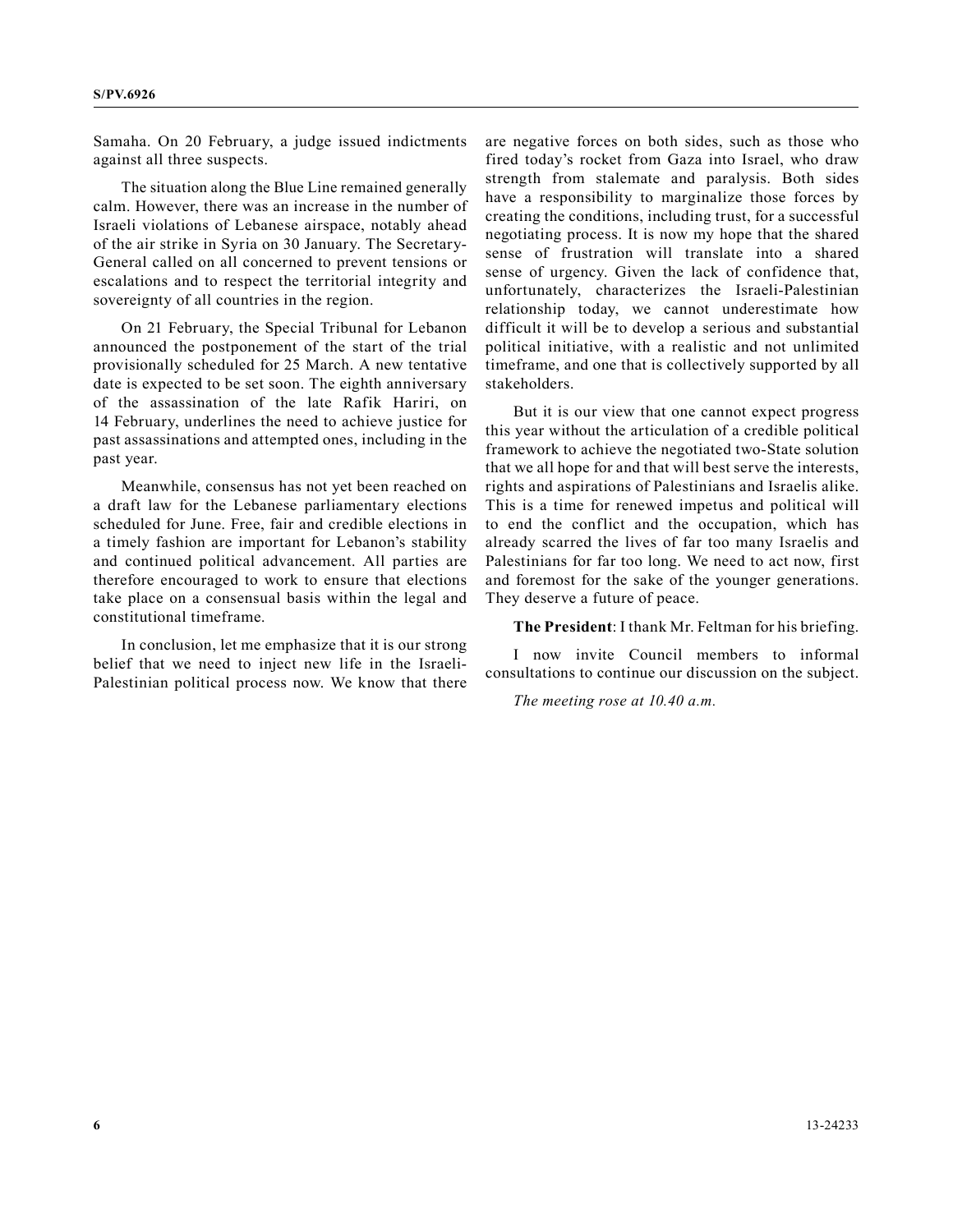Samaha. On 20 February, a judge issued indictments against all three suspects.

The situation along the Blue Line remained generally calm. However, there was an increase in the number of Israeli violations of Lebanese airspace, notably ahead of the air strike in Syria on 30 January. The Secretary-General called on all concerned to prevent tensions or escalations and to respect the territorial integrity and sovereignty of all countries in the region.

On 21 February, the Special Tribunal for Lebanon announced the postponement of the start of the trial provisionally scheduled for 25 March. A new tentative date is expected to be set soon. The eighth anniversary of the assassination of the late Rafik Hariri, on 14 February, underlines the need to achieve justice for past assassinations and attempted ones, including in the past year.

Meanwhile, consensus has not yet been reached on a draft law for the Lebanese parliamentary elections scheduled for June. Free, fair and credible elections in a timely fashion are important for Lebanon's stability and continued political advancement. All parties are therefore encouraged to work to ensure that elections take place on a consensual basis within the legal and constitutional timeframe.

In conclusion, let me emphasize that it is our strong belief that we need to inject new life in the Israeli-Palestinian political process now. We know that there are negative forces on both sides, such as those who fired today's rocket from Gaza into Israel, who draw strength from stalemate and paralysis. Both sides have a responsibility to marginalize those forces by creating the conditions, including trust, for a successful negotiating process. It is now my hope that the shared sense of frustration will translate into a shared sense of urgency. Given the lack of confidence that, unfortunately, characterizes the Israeli-Palestinian relationship today, we cannot underestimate how difficult it will be to develop a serious and substantial political initiative, with a realistic and not unlimited timeframe, and one that is collectively supported by all stakeholders.

But it is our view that one cannot expect progress this year without the articulation of a credible political framework to achieve the negotiated two-State solution that we all hope for and that will best serve the interests, rights and aspirations of Palestinians and Israelis alike. This is a time for renewed impetus and political will to end the conflict and the occupation, which has already scarred the lives of far too many Israelis and Palestinians for far too long. We need to act now, first and foremost for the sake of the younger generations. They deserve a future of peace.

**The President**: I thank Mr. Feltman for his briefing.

I now invite Council members to informal consultations to continue our discussion on the subject.

*The meeting rose at 10.40 a.m.*